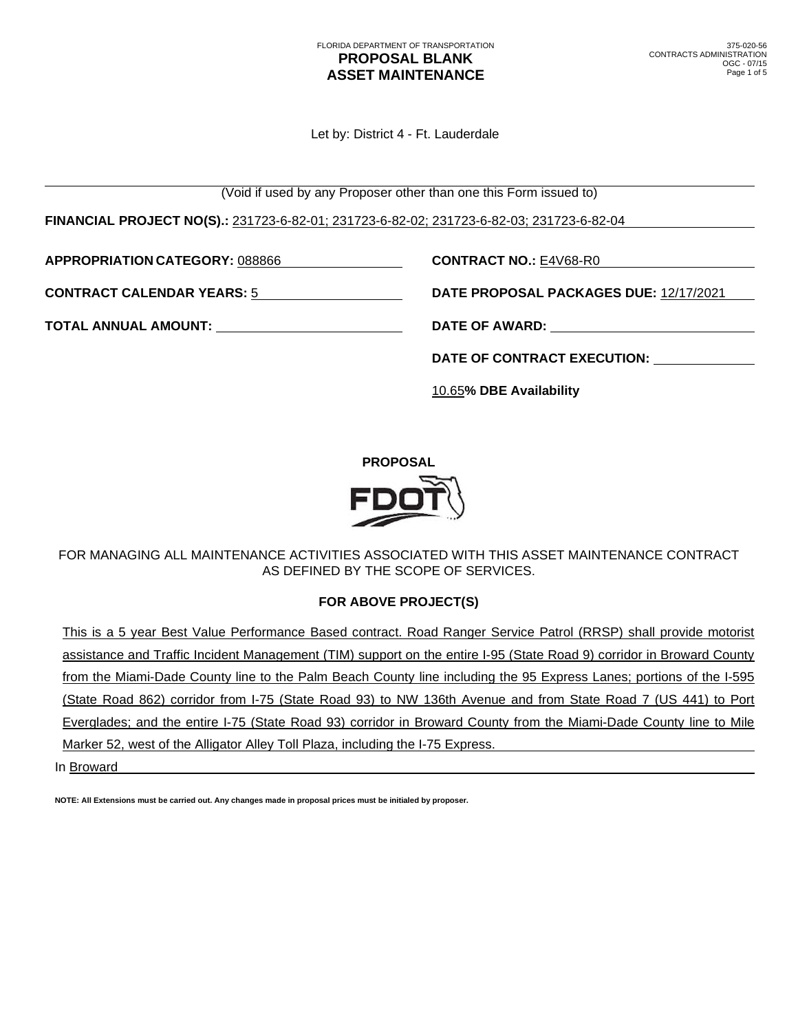FLORIDA DEPARTMENT OF TRANSPORTATION

# PROPOSAL BLANK
# ASSET MAINTENANCE

375-020-56
CONTRACTS ADMINISTRATION
OGC - 07/15

Let by: District 4 - Ft. Lauderdale

(Void if used by any Proposer other than one this Form issued to)

**FINANCIAL PROJECT NO(S).:** 231723-6-82-01; 231723-6-82-02; 231723-6-82-03; 231723-6-82-04

**APPROPRIATION CATEGORY:** 088866

**CONTRACT NO.:** E4V68-R0

**CONTRACT CALENDAR YEARS:** 5

**DATE PROPOSAL PACKAGES DUE:** 12/17/2021

**TOTAL ANNUAL AMOUNT:** 

**DATE OF AWARD:** 

**DATE OF CONTRACT EXECUTION:** 

10.65**% DBE Availability**

## PROPOSAL

FDOT

FOR MANAGING ALL MAINTENANCE ACTIVITIES ASSOCIATED WITH THIS ASSET MAINTENANCE CONTRACT AS DEFINED BY THE SCOPE OF SERVICES.

### FOR ABOVE PROJECT(S)

This is a 5 year Best Value Performance Based contract. Road Ranger Service Patrol (RRSP) shall provide motorist assistance and Traffic Incident Management (TIM) support on the entire I-95 (State Road 9) corridor in Broward County from the Miami-Dade County line to the Palm Beach County line including the 95 Express Lanes; portions of the I-595 (State Road 862) corridor from I-75 (State Road 93) to NW 136th Avenue and from State Road 7 (US 441) to Port Everglades; and the entire I-75 (State Road 93) corridor in Broward County from the Miami-Dade County line to Mile Marker 52, west of the Alligator Alley Toll Plaza, including the I-75 Express.

In Broward

**NOTE: All Extensions must be carried out. Any changes made in proposal prices must be initialed by proposer.**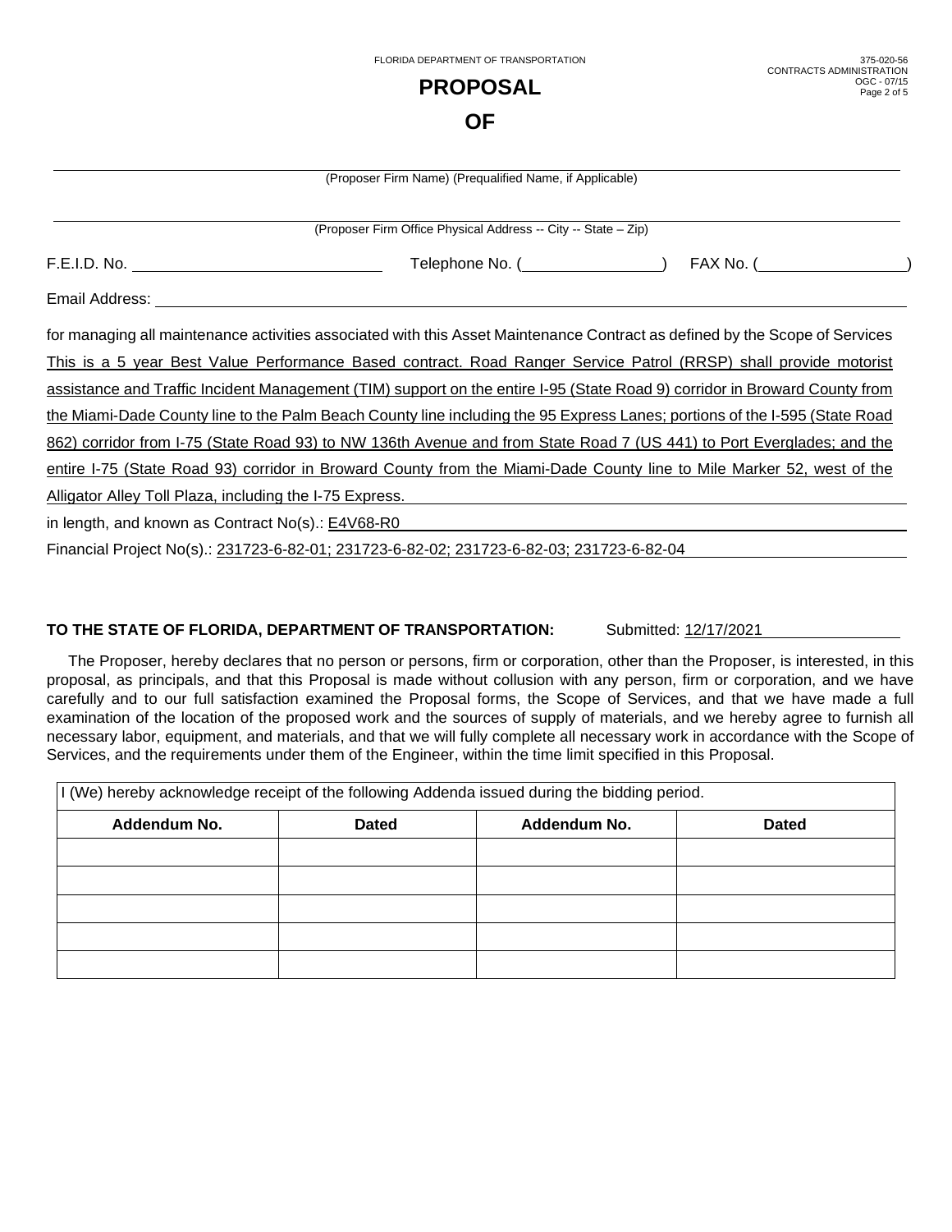# PROPOSAL

# OF

\_\_\_\_\_\_\_\_\_\_\_\_\_\_\_\_\_\_\_\_\_\_\_\_\_\_\_\_\_\_\_\_\_\_\_\_\_\_\_\_\_\_\_\_\_\_\_\_
(Proposer Firm Name) (Prequalified Name, if Applicable)

\_\_\_\_\_\_\_\_\_\_\_\_\_\_\_\_\_\_\_\_\_\_\_\_\_\_\_\_\_\_\_\_\_\_\_\_\_\_\_\_\_\_\_\_\_\_\_\_
(Proposer Firm Office Physical Address -- City -- State – Zip)

F.E.I.D. No. \_\_\_\_\_\_\_\_\_\_\_\_\_\_\_\_\_\_\_\_ Telephone No. (\_\_\_\_\_\_\_\_\_\_\_\_) FAX No. (\_\_\_\_\_\_\_\_\_\_\_\_)

Email Address: \_\_\_\_\_\_\_\_\_\_\_\_\_\_\_\_\_\_\_\_\_\_\_\_\_\_\_\_\_\_\_\_\_\_\_\_\_\_\_\_

for managing all maintenance activities associated with this Asset Maintenance Contract as defined by the Scope of Services This is a 5 year Best Value Performance Based contract. Road Ranger Service Patrol (RRSP) shall provide motorist assistance and Traffic Incident Management (TIM) support on the entire I-95 (State Road 9) corridor in Broward County from the Miami-Dade County line to the Palm Beach County line including the 95 Express Lanes; portions of the I-595 (State Road 862) corridor from I-75 (State Road 93) to NW 136th Avenue and from State Road 7 (US 441) to Port Everglades; and the entire I-75 (State Road 93) corridor in Broward County from the Miami-Dade County line to Mile Marker 52, west of the Alligator Alley Toll Plaza, including the I-75 Express.

in length, and known as Contract No(s).: E4V68-R0

Financial Project No(s).: 231723-6-82-01; 231723-6-82-02; 231723-6-82-03; 231723-6-82-04

**TO THE STATE OF FLORIDA, DEPARTMENT OF TRANSPORTATION:** Submitted: 12/17/2021

The Proposer, hereby declares that no person or persons, firm or corporation, other than the Proposer, is interested, in this proposal, as principals, and that this Proposal is made without collusion with any person, firm or corporation, and we have carefully and to our full satisfaction examined the Proposal forms, the Scope of Services, and that we have made a full examination of the location of the proposed work and the sources of supply of materials, and we hereby agree to furnish all necessary labor, equipment, and materials, and that we will fully complete all necessary work in accordance with the Scope of Services, and the requirements under them of the Engineer, within the time limit specified in this Proposal.

I (We) hereby acknowledge receipt of the following Addenda issued during the bidding period.

| Addendum No. | Dated | Addendum No. | Dated |
|---|---|---|---|
| | | | |
| | | | |
| | | | |
| | | | |
| | | | |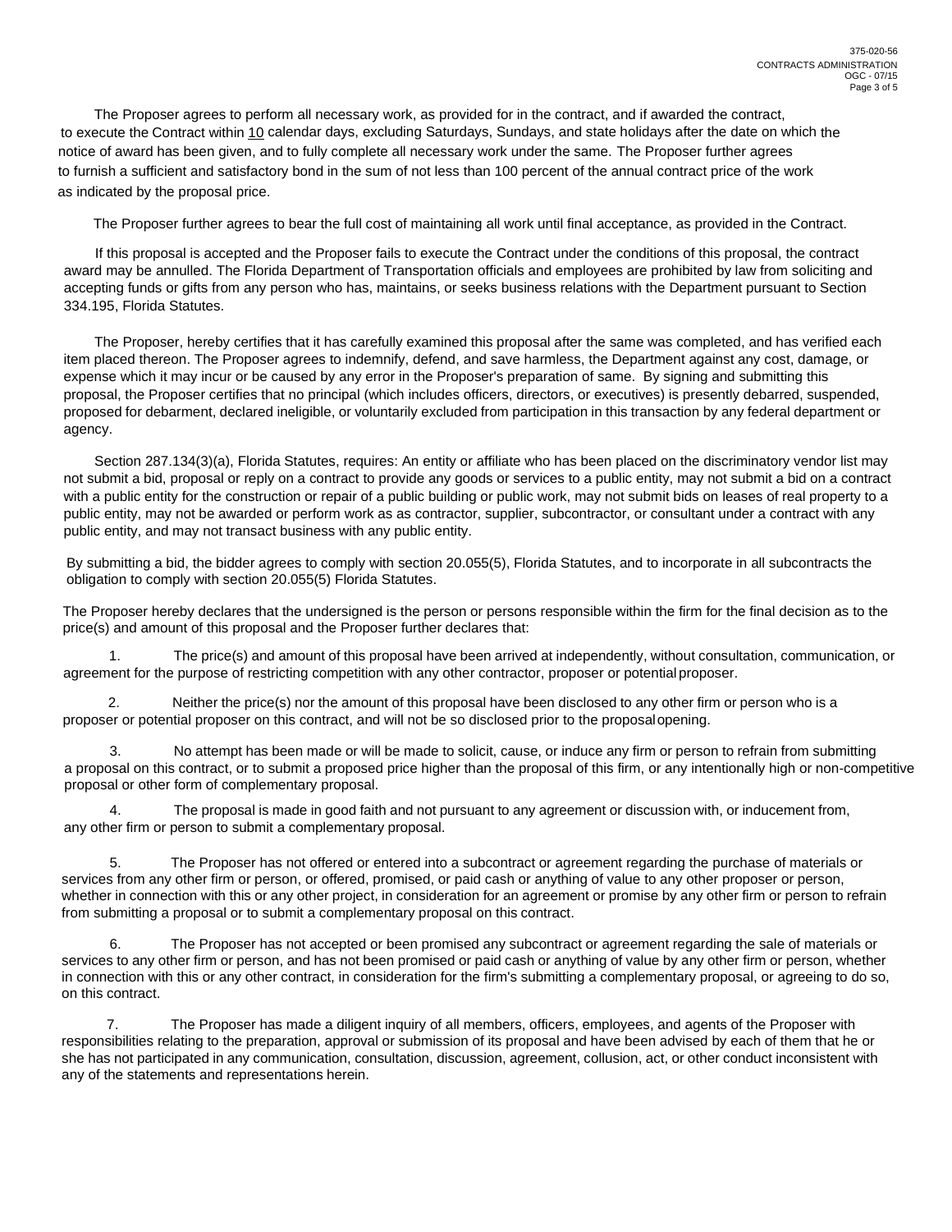The Proposer agrees to perform all necessary work, as provided for in the contract, and if awarded the contract, to execute the Contract within 10 calendar days, excluding Saturdays, Sundays, and state holidays after the date on which the notice of award has been given, and to fully complete all necessary work under the same. The Proposer further agrees to furnish a sufficient and satisfactory bond in the sum of not less than 100 percent of the annual contract price of the work as indicated by the proposal price.

The Proposer further agrees to bear the full cost of maintaining all work until final acceptance, as provided in the Contract.

If this proposal is accepted and the Proposer fails to execute the Contract under the conditions of this proposal, the contract award may be annulled. The Florida Department of Transportation officials and employees are prohibited by law from soliciting and accepting funds or gifts from any person who has, maintains, or seeks business relations with the Department pursuant to Section 334.195, Florida Statutes.

The Proposer, hereby certifies that it has carefully examined this proposal after the same was completed, and has verified each item placed thereon. The Proposer agrees to indemnify, defend, and save harmless, the Department against any cost, damage, or expense which it may incur or be caused by any error in the Proposer's preparation of same. By signing and submitting this proposal, the Proposer certifies that no principal (which includes officers, directors, or executives) is presently debarred, suspended, proposed for debarment, declared ineligible, or voluntarily excluded from participation in this transaction by any federal department or agency.

Section 287.134(3)(a), Florida Statutes, requires: An entity or affiliate who has been placed on the discriminatory vendor list may not submit a bid, proposal or reply on a contract to provide any goods or services to a public entity, may not submit a bid on a contract with a public entity for the construction or repair of a public building or public work, may not submit bids on leases of real property to a public entity, may not be awarded or perform work as as contractor, supplier, subcontractor, or consultant under a contract with any public entity, and may not transact business with any public entity.

By submitting a bid, the bidder agrees to comply with section 20.055(5), Florida Statutes, and to incorporate in all subcontracts the obligation to comply with section 20.055(5) Florida Statutes.

The Proposer hereby declares that the undersigned is the person or persons responsible within the firm for the final decision as to the price(s) and amount of this proposal and the Proposer further declares that:

1. The price(s) and amount of this proposal have been arrived at independently, without consultation, communication, or agreement for the purpose of restricting competition with any other contractor, proposer or potential proposer.

2. Neither the price(s) nor the amount of this proposal have been disclosed to any other firm or person who is a proposer or potential proposer on this contract, and will not be so disclosed prior to the proposal opening.

3. No attempt has been made or will be made to solicit, cause, or induce any firm or person to refrain from submitting a proposal on this contract, or to submit a proposed price higher than the proposal of this firm, or any intentionally high or non-competitive proposal or other form of complementary proposal.

4. The proposal is made in good faith and not pursuant to any agreement or discussion with, or inducement from, any other firm or person to submit a complementary proposal.

5. The Proposer has not offered or entered into a subcontract or agreement regarding the purchase of materials or services from any other firm or person, or offered, promised, or paid cash or anything of value to any other proposer or person, whether in connection with this or any other project, in consideration for an agreement or promise by any other firm or person to refrain from submitting a proposal or to submit a complementary proposal on this contract.

6. The Proposer has not accepted or been promised any subcontract or agreement regarding the sale of materials or services to any other firm or person, and has not been promised or paid cash or anything of value by any other firm or person, whether in connection with this or any other contract, in consideration for the firm's submitting a complementary proposal, or agreeing to do so, on this contract.

7. The Proposer has made a diligent inquiry of all members, officers, employees, and agents of the Proposer with responsibilities relating to the preparation, approval or submission of its proposal and have been advised by each of them that he or she has not participated in any communication, consultation, discussion, agreement, collusion, act, or other conduct inconsistent with any of the statements and representations herein.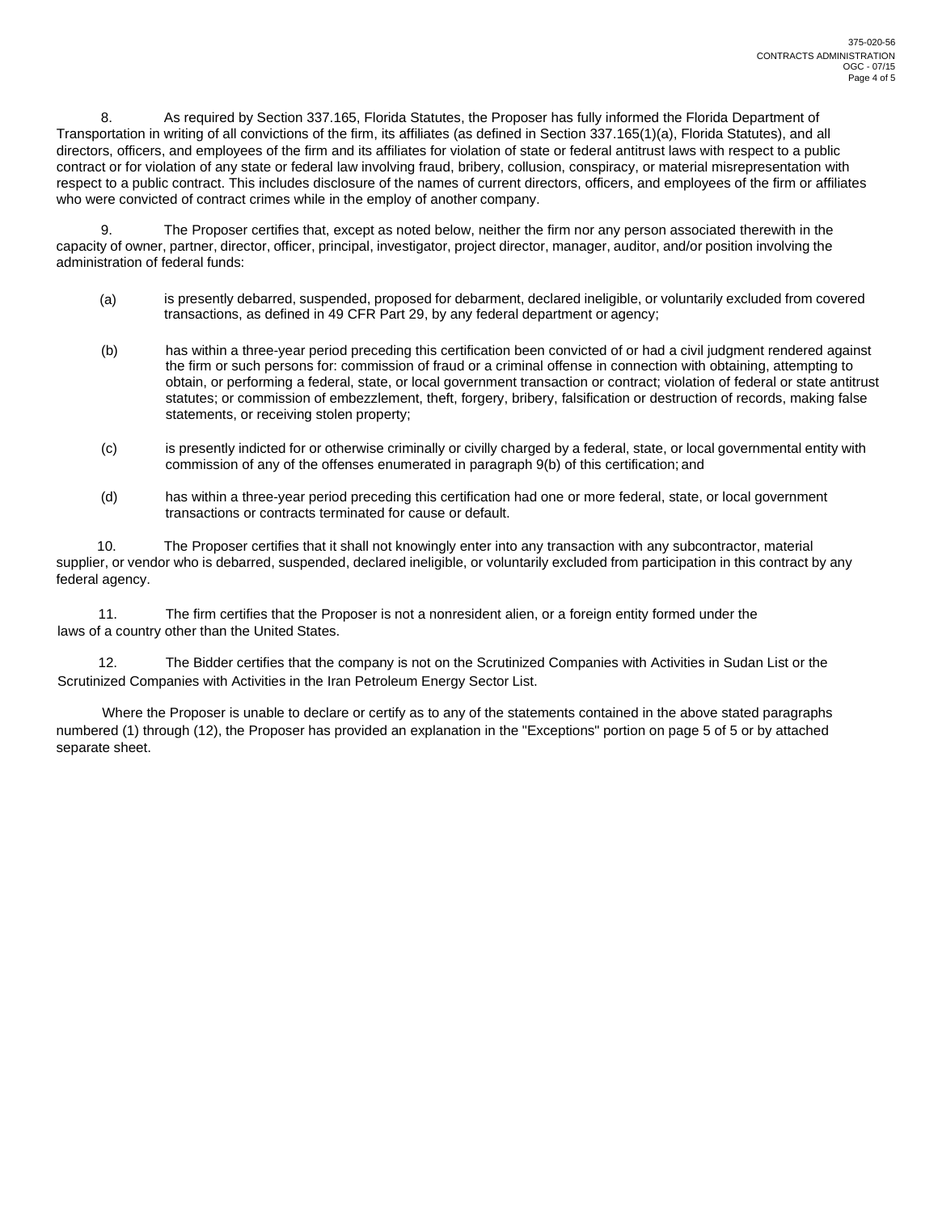8. As required by Section 337.165, Florida Statutes, the Proposer has fully informed the Florida Department of Transportation in writing of all convictions of the firm, its affiliates (as defined in Section 337.165(1)(a), Florida Statutes), and all directors, officers, and employees of the firm and its affiliates for violation of state or federal antitrust laws with respect to a public contract or for violation of any state or federal law involving fraud, bribery, collusion, conspiracy, or material misrepresentation with respect to a public contract. This includes disclosure of the names of current directors, officers, and employees of the firm or affiliates who were convicted of contract crimes while in the employ of another company.

9. The Proposer certifies that, except as noted below, neither the firm nor any person associated therewith in the capacity of owner, partner, director, officer, principal, investigator, project director, manager, auditor, and/or position involving the administration of federal funds:

(a) is presently debarred, suspended, proposed for debarment, declared ineligible, or voluntarily excluded from covered transactions, as defined in 49 CFR Part 29, by any federal department or agency;

(b) has within a three-year period preceding this certification been convicted of or had a civil judgment rendered against the firm or such persons for: commission of fraud or a criminal offense in connection with obtaining, attempting to obtain, or performing a federal, state, or local government transaction or contract; violation of federal or state antitrust statutes; or commission of embezzlement, theft, forgery, bribery, falsification or destruction of records, making false statements, or receiving stolen property;

(c) is presently indicted for or otherwise criminally or civilly charged by a federal, state, or local governmental entity with commission of any of the offenses enumerated in paragraph 9(b) of this certification; and

(d) has within a three-year period preceding this certification had one or more federal, state, or local government transactions or contracts terminated for cause or default.

10. The Proposer certifies that it shall not knowingly enter into any transaction with any subcontractor, material supplier, or vendor who is debarred, suspended, declared ineligible, or voluntarily excluded from participation in this contract by any federal agency.

11. The firm certifies that the Proposer is not a nonresident alien, or a foreign entity formed under the laws of a country other than the United States.

12. The Bidder certifies that the company is not on the Scrutinized Companies with Activities in Sudan List or the Scrutinized Companies with Activities in the Iran Petroleum Energy Sector List.

Where the Proposer is unable to declare or certify as to any of the statements contained in the above stated paragraphs numbered (1) through (12), the Proposer has provided an explanation in the "Exceptions" portion on page 5 of 5 or by attached separate sheet.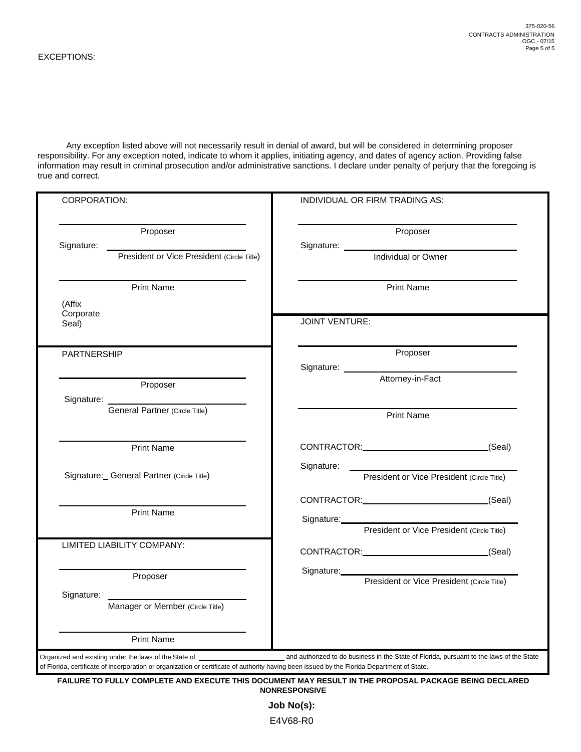EXCEPTIONS:

Any exception listed above will not necessarily result in denial of award, but will be considered in determining proposer responsibility. For any exception noted, indicate to whom it applies, initiating agency, and dates of agency action. Providing false information may result in criminal prosecution and/or administrative sanctions. I declare under penalty of perjury that the foregoing is true and correct.

| | |
|---|---|
| CORPORATION:<br><br>______________________<br>Proposer<br>Signature: ______________________<br>President or Vice President (Circle Title)<br><br>______________________<br>Print Name<br><br>(Affix Corporate Seal) | INDIVIDUAL OR FIRM TRADING AS:<br><br>______________________<br>Proposer<br>Signature: ______________________<br>Individual or Owner<br><br>______________________<br>Print Name |
| PARTNERSHIP<br><br>______________________<br>Proposer<br>Signature: ______________________<br>General Partner (Circle Title)<br><br>______________________<br>Print Name<br><br>Signature:_ General Partner (Circle Title)<br><br>______________________<br>Print Name | JOINT VENTURE:<br><br>______________________<br>Proposer<br>Signature: ______________________<br>Attorney-in-Fact<br><br>______________________<br>Print Name<br><br>CONTRACTOR:______________________(Seal)<br>Signature: ______________________<br>President or Vice President (Circle Title)<br><br>CONTRACTOR:______________________(Seal)<br>Signature:______________________<br>President or Vice President (Circle Title)<br><br>CONTRACTOR:______________________(Seal)<br>Signature:______________________<br>President or Vice President (Circle Title) |
| LIMITED LIABILITY COMPANY:<br><br>______________________<br>Proposer<br>Signature: ______________________<br>Manager or Member (Circle Title)<br><br>______________________<br>Print Name | |

Organized and existing under the laws of the State of ______________________ and authorized to do business in the State of Florida, pursuant to the laws of the State of Florida, certificate of incorporation or organization or certificate of authority having been issued by the Florida Department of State.

**FAILURE TO FULLY COMPLETE AND EXECUTE THIS DOCUMENT MAY RESULT IN THE PROPOSAL PACKAGE BEING DECLARED NONRESPONSIVE**

**Job No(s):**

E4V68-R0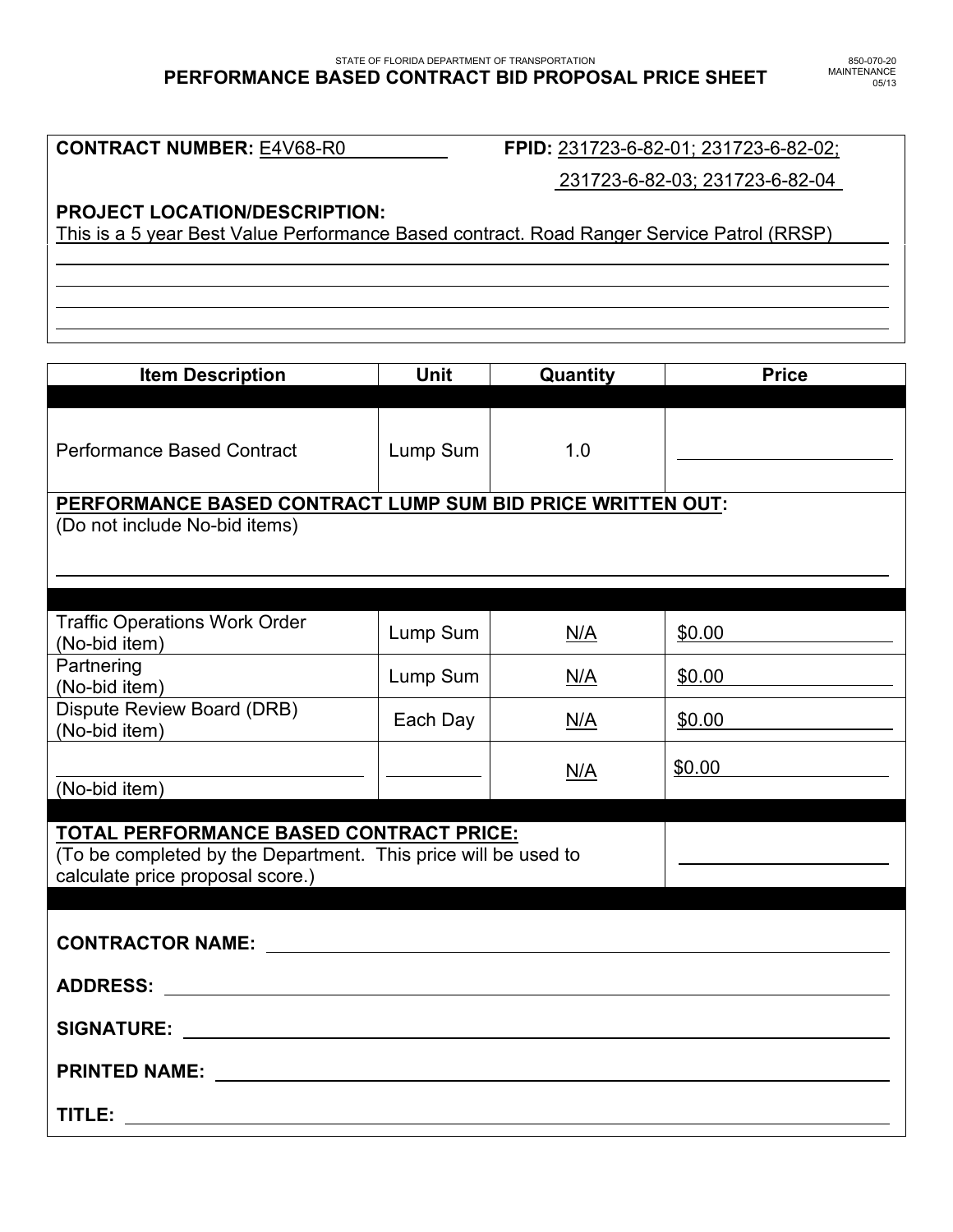STATE OF FLORIDA DEPARTMENT OF TRANSPORTATION

850-070-20
MAINTENANCE
05/13

# PERFORMANCE BASED CONTRACT BID PROPOSAL PRICE SHEET

**CONTRACT NUMBER:** E4V68-R0

**FPID:** 231723-6-82-01; 231723-6-82-02; 231723-6-82-03; 231723-6-82-04

**PROJECT LOCATION/DESCRIPTION:**
This is a 5 year Best Value Performance Based contract. Road Ranger Service Patrol (RRSP)

| Item Description | Unit | Quantity | Price |
|---|---|---|---|
| Performance Based Contract | Lump Sum | 1.0 | |
| **PERFORMANCE BASED CONTRACT LUMP SUM BID PRICE WRITTEN OUT:** (Do not include No-bid items) | | | |
| Traffic Operations Work Order (No-bid item) | Lump Sum | N/A | $0.00 |
| Partnering (No-bid item) | Lump Sum | N/A | $0.00 |
| Dispute Review Board (DRB) (No-bid item) | Each Day | N/A | $0.00 |
| (No-bid item) | | N/A | $0.00 |
| **TOTAL PERFORMANCE BASED CONTRACT PRICE:** (To be completed by the Department. This price will be used to calculate price proposal score.) | | | |

**CONTRACTOR NAME:** ______________________

**ADDRESS:** ______________________

**SIGNATURE:** ______________________

**PRINTED NAME:** ______________________

**TITLE:** ______________________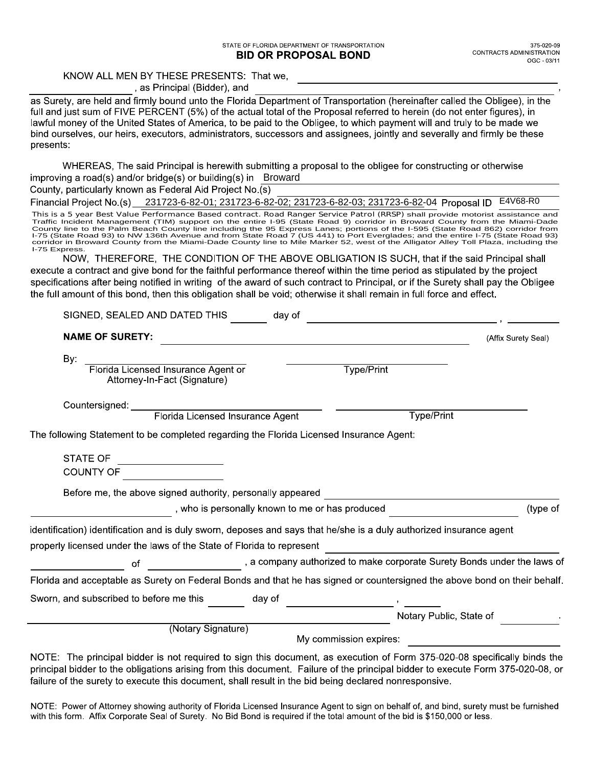STATE OF FLORIDA DEPARTMENT OF TRANSPORTATION

# BID OR PROPOSAL BOND

375-020-09
CONTRACTS ADMINISTRATION
OGC - 03/11

KNOW ALL MEN BY THESE PRESENTS: That we, ______________________________ , as Principal (Bidder), and ______________________________ , as Surety, are held and firmly bound unto the Florida Department of Transportation (hereinafter called the Obligee), in the full and just sum of FIVE PERCENT (5%) of the actual total of the Proposal referred to herein (do not enter figures), in lawful money of the United States of America, to be paid to the Obligee, to which payment will and truly to be made we bind ourselves, our heirs, executors, administrators, successors and assignees, jointly and severally and firmly be these presents:

WHEREAS, The said Principal is herewith submitting a proposal to the obligee for constructing or otherwise improving a road(s) and/or bridge(s) or building(s) in Broward County, particularly known as Federal Aid Project No.(s) ______________________________

Financial Project No.(s) 231723-6-82-01; 231723-6-82-02; 231723-6-82-03; 231723-6-82-04 Proposal ID E4V68-R0

This is a 5 year Best Value Performance Based contract. Road Ranger Service Patrol (RRSP) shall provide motorist assistance and Traffic Incident Management (TIM) support on the entire I-95 (State Road 9) corridor in Broward County from the Miami-Dade County line to the Palm Beach County line including the 95 Express Lanes; portions of the I-595 (State Road 862) corridor from I-75 (State Road 93) to NW 136th Avenue and from State Road 7 (US 441) to Port Everglades; and the entire I-75 (State Road 93) corridor in Broward County from the Miami-Dade County line to Mile Marker 52, west of the Alligator Alley Toll Plaza, including the I-75 Express.

NOW, THEREFORE, THE CONDITION OF THE ABOVE OBLIGATION IS SUCH, that if the said Principal shall execute a contract and give bond for the faithful performance thereof within the time period as stipulated by the project specifications after being notified in writing of the award of such contract to Principal, or if the Surety shall pay the Obligee the full amount of this bond, then this obligation shall be void; otherwise it shall remain in full force and effect.

SIGNED, SEALED AND DATED THIS ______ day of ______________________________ , ________

**NAME OF SURETY:** ______________________________ (Affix Surety Seal)

By: ______________________________ ______________________________
Florida Licensed Insurance Agent or Attorney-In-Fact (Signature) Type/Print

Countersigned: ______________________________ ______________________________
Florida Licensed Insurance Agent Type/Print

The following Statement to be completed regarding the Florida Licensed Insurance Agent:

STATE OF ______________
COUNTY OF ______________

Before me, the above signed authority, personally appeared ______________________________ ______________________________ , who is personally known to me or has produced ______________________________ (type of identification) identification and is duly sworn, deposes and says that he/she is a duly authorized insurance agent properly licensed under the laws of the State of Florida to represent ______________________________ ______________ of ______________ , a company authorized to make corporate Surety Bonds under the laws of Florida and acceptable as Surety on Federal Bonds and that he has signed or countersigned the above bond on their behalf.

Sworn, and subscribed to before me this ______ day of ______________ , ______

______________________________ Notary Public, State of ________ .
(Notary Signature)

My commission expires: ______________________________

NOTE: The principal bidder is not required to sign this document, as execution of Form 375-020-08 specifically binds the principal bidder to the obligations arising from this document. Failure of the principal bidder to execute Form 375-020-08, or failure of the surety to execute this document, shall result in the bid being declared nonresponsive.

NOTE: Power of Attorney showing authority of Florida Licensed Insurance Agent to sign on behalf of, and bind, surety must be furnished with this form. Affix Corporate Seal of Surety. No Bid Bond is required if the total amount of the bid is $150,000 or less.